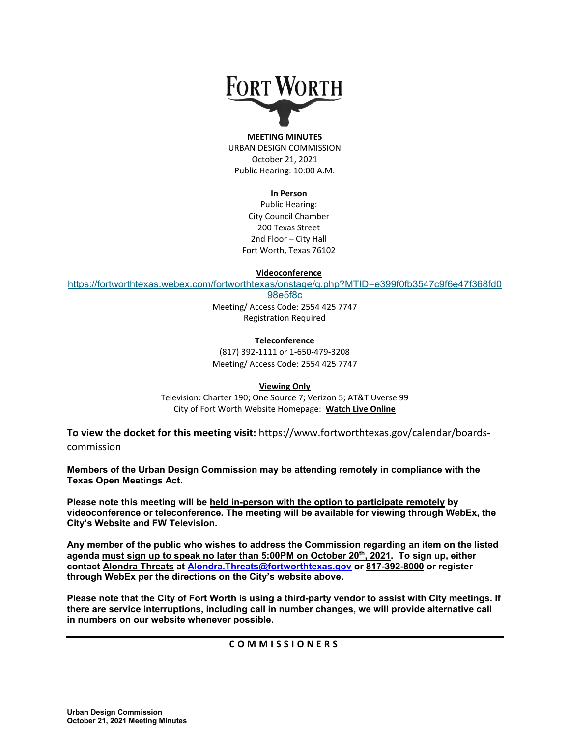# FORT WORTH

**MEETING MINUTES**
URBAN DESIGN COMMISSION
October 21, 2021
Public Hearing: 10:00 A.M.

**In Person**
Public Hearing:
City Council Chamber
200 Texas Street
2nd Floor – City Hall
Fort Worth, Texas 76102

**Videoconference**
https://fortworthtexas.webex.com/fortworthtexas/onstage/g.php?MTID=e399f0fb3547c9f6e47f368fd098e5f8c
Meeting/ Access Code: 2554 425 7747
Registration Required

**Teleconference**
(817) 392-1111 or 1-650-479-3208
Meeting/ Access Code: 2554 425 7747

**Viewing Only**
Television: Charter 190; One Source 7; Verizon 5; AT&T Uverse 99
City of Fort Worth Website Homepage: **Watch Live Online**

**To view the docket for this meeting visit:** https://www.fortworthtexas.gov/calendar/boards-commission

**Members of the Urban Design Commission may be attending remotely in compliance with the Texas Open Meetings Act.**

**Please note this meeting will be held in-person with the option to participate remotely by videoconference or teleconference. The meeting will be available for viewing through WebEx, the City's Website and FW Television.**

**Any member of the public who wishes to address the Commission regarding an item on the listed agenda must sign up to speak no later than 5:00PM on October 20th, 2021. To sign up, either contact Alondra Threats at Alondra.Threats@fortworthtexas.gov or 817-392-8000 or register through WebEx per the directions on the City's website above.**

**Please note that the City of Fort Worth is using a third-party vendor to assist with City meetings. If there are service interruptions, including call in number changes, we will provide alternative call in numbers on our website whenever possible.**

## COMMISSIONERS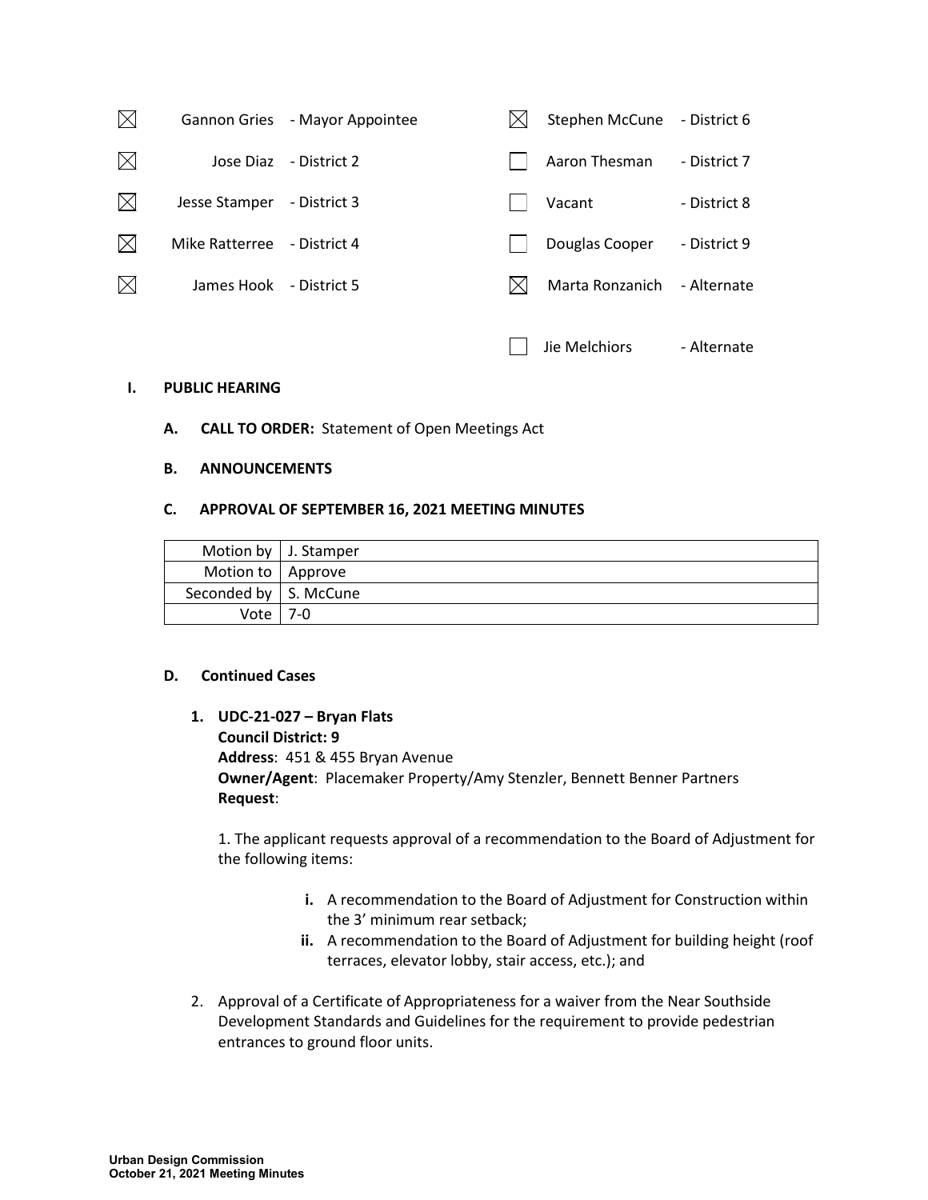| | | | | | |
|---|---|---|---|---|---|
| ☒ | Gannon Gries | - Mayor Appointee | ☒ | Stephen McCune | - District 6 |
| ☒ | Jose Diaz | - District 2 | ☐ | Aaron Thesman | - District 7 |
| ☒ | Jesse Stamper | - District 3 | ☐ | Vacant | - District 8 |
| ☒ | Mike Ratterree | - District 4 | ☐ | Douglas Cooper | - District 9 |
| ☒ | James Hook | - District 5 | ☒ | Marta Ronzanich | - Alternate |
| | | | ☐ | Jie Melchiors | - Alternate |

## I. PUBLIC HEARING

**A. CALL TO ORDER:** Statement of Open Meetings Act

**B. ANNOUNCEMENTS**

**C. APPROVAL OF SEPTEMBER 16, 2021 MEETING MINUTES**

| | |
|---|---|
| Motion by | J. Stamper |
| Motion to | Approve |
| Seconded by | S. McCune |
| Vote | 7-0 |

**D. Continued Cases**

1. **UDC-21-027 – Bryan Flats**
   **Council District: 9**
   **Address**: 451 & 455 Bryan Avenue
   **Owner/Agent**: Placemaker Property/Amy Stenzler, Bennett Benner Partners
   **Request**:

   1. The applicant requests approval of a recommendation to the Board of Adjustment for the following items:

      - **i.** A recommendation to the Board of Adjustment for Construction within the 3' minimum rear setback;
      - **ii.** A recommendation to the Board of Adjustment for building height (roof terraces, elevator lobby, stair access, etc.); and

   2. Approval of a Certificate of Appropriateness for a waiver from the Near Southside Development Standards and Guidelines for the requirement to provide pedestrian entrances to ground floor units.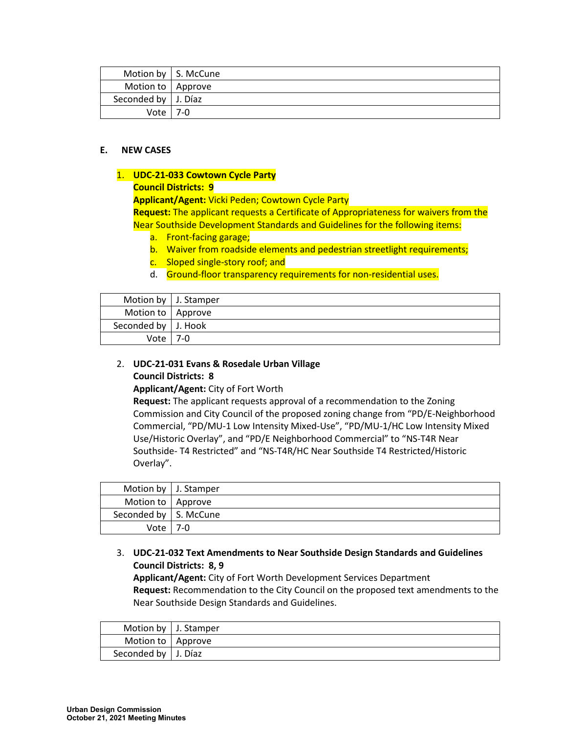| Motion by | S. McCune |
|---|---|
| Motion to | Approve |
| Seconded by | J. Díaz |
| Vote | 7-0 |

**E. NEW CASES**

1. **UDC-21-033 Cowtown Cycle Party**
   **Council Districts: 9**
   **Applicant/Agent:** Vicki Peden; Cowtown Cycle Party
   **Request:** The applicant requests a Certificate of Appropriateness for waivers from the Near Southside Development Standards and Guidelines for the following items:
   a. Front-facing garage;
   b. Waiver from roadside elements and pedestrian streetlight requirements;
   c. Sloped single-story roof; and
   d. Ground-floor transparency requirements for non-residential uses.

| Motion by | J. Stamper |
|---|---|
| Motion to | Approve |
| Seconded by | J. Hook |
| Vote | 7-0 |

2. **UDC-21-031 Evans & Rosedale Urban Village**
   **Council Districts: 8**
   **Applicant/Agent:** City of Fort Worth
   **Request:** The applicant requests approval of a recommendation to the Zoning Commission and City Council of the proposed zoning change from "PD/E-Neighborhood Commercial, "PD/MU-1 Low Intensity Mixed-Use", "PD/MU-1/HC Low Intensity Mixed Use/Historic Overlay", and "PD/E Neighborhood Commercial" to "NS-T4R Near Southside- T4 Restricted" and "NS-T4R/HC Near Southside T4 Restricted/Historic Overlay".

| Motion by | J. Stamper |
|---|---|
| Motion to | Approve |
| Seconded by | S. McCune |
| Vote | 7-0 |

3. **UDC-21-032 Text Amendments to Near Southside Design Standards and Guidelines**
   **Council Districts: 8, 9**
   **Applicant/Agent:** City of Fort Worth Development Services Department
   **Request:** Recommendation to the City Council on the proposed text amendments to the Near Southside Design Standards and Guidelines.

| Motion by | J. Stamper |
|---|---|
| Motion to | Approve |
| Seconded by | J. Díaz |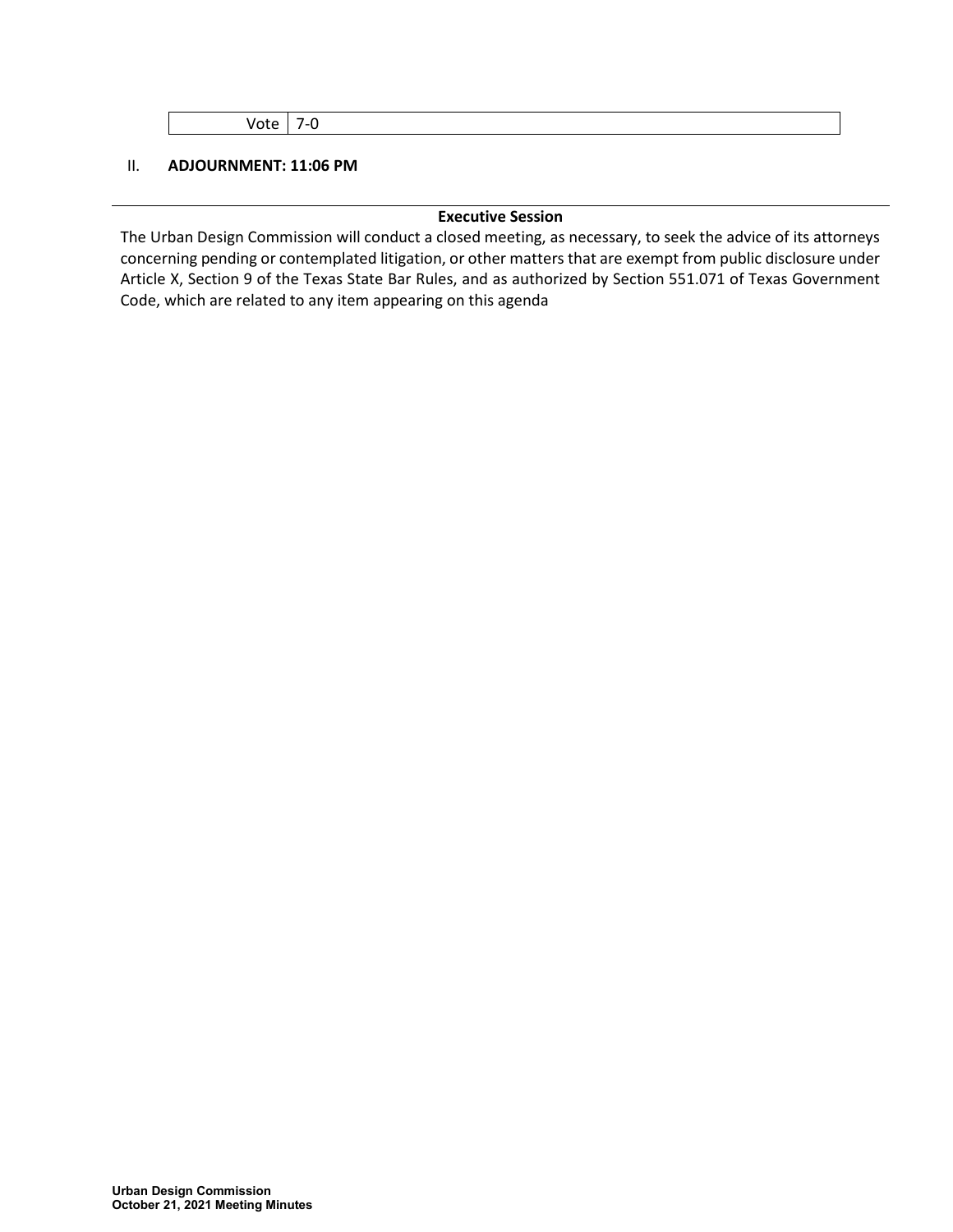| | |
|---|---|
| Vote | 7-0 |

II. **ADJOURNMENT: 11:06 PM**

---

**Executive Session**

The Urban Design Commission will conduct a closed meeting, as necessary, to seek the advice of its attorneys concerning pending or contemplated litigation, or other matters that are exempt from public disclosure under Article X, Section 9 of the Texas State Bar Rules, and as authorized by Section 551.071 of Texas Government Code, which are related to any item appearing on this agenda